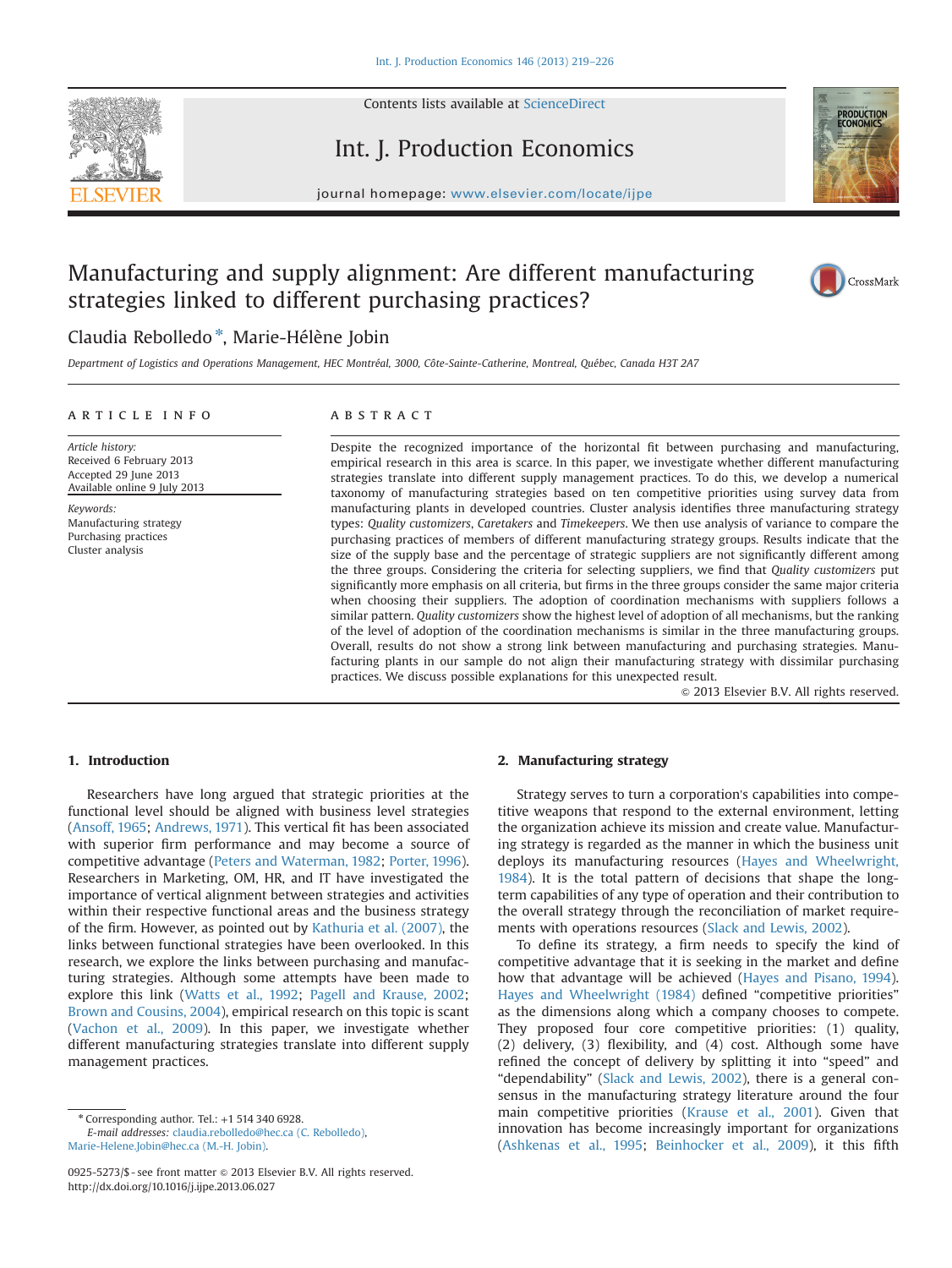Contents lists available at ScienceDirect

Int. J. Production Economics

journal homepage: www.elsevier.com/locate/ijpe

# Manufacturing and supply alignment: Are different manufacturing strategies linked to different purchasing practices?

Claudia Rebolledo *, Marie-Hélène Jobin

*Department of Logistics and Operations Management, HEC Montréal, 3000, Côte-Sainte-Catherine, Montreal, Québec, Canada H3T 2A7*

## ARTICLE INFO

*Article history:*
Received 6 February 2013
Accepted 29 June 2013
Available online 9 July 2013

*Keywords:*
Manufacturing strategy
Purchasing practices
Cluster analysis

## ABSTRACT

Despite the recognized importance of the horizontal fit between purchasing and manufacturing, empirical research in this area is scarce. In this paper, we investigate whether different manufacturing strategies translate into different supply management practices. To do this, we develop a numerical taxonomy of manufacturing strategies based on ten competitive priorities using survey data from manufacturing plants in developed countries. Cluster analysis identifies three manufacturing strategy types: *Quality customizers*, *Caretakers* and *Timekeepers*. We then use analysis of variance to compare the purchasing practices of members of different manufacturing strategy groups. Results indicate that the size of the supply base and the percentage of strategic suppliers are not significantly different among the three groups. Considering the criteria for selecting suppliers, we find that *Quality customizers* put significantly more emphasis on all criteria, but firms in the three groups consider the same major criteria when choosing their suppliers. The adoption of coordination mechanisms with suppliers follows a similar pattern. *Quality customizers* show the highest level of adoption of all mechanisms, but the ranking of the level of adoption of the coordination mechanisms is similar in the three manufacturing groups. Overall, results do not show a strong link between manufacturing and purchasing strategies. Manufacturing plants in our sample do not align their manufacturing strategy with dissimilar purchasing practices. We discuss possible explanations for this unexpected result.

© 2013 Elsevier B.V. All rights reserved.

## 1. Introduction

Researchers have long argued that strategic priorities at the functional level should be aligned with business level strategies (Ansoff, 1965; Andrews, 1971). This vertical fit has been associated with superior firm performance and may become a source of competitive advantage (Peters and Waterman, 1982; Porter, 1996). Researchers in Marketing, OM, HR, and IT have investigated the importance of vertical alignment between strategies and activities within their respective functional areas and the business strategy of the firm. However, as pointed out by Kathuria et al. (2007), the links between functional strategies have been overlooked. In this research, we explore the links between purchasing and manufacturing strategies. Although some attempts have been made to explore this link (Watts et al., 1992; Pagell and Krause, 2002; Brown and Cousins, 2004), empirical research on this topic is scant (Vachon et al., 2009). In this paper, we investigate whether different manufacturing strategies translate into different supply management practices.

## 2. Manufacturing strategy

Strategy serves to turn a corporation's capabilities into competitive weapons that respond to the external environment, letting the organization achieve its mission and create value. Manufacturing strategy is regarded as the manner in which the business unit deploys its manufacturing resources (Hayes and Wheelwright, 1984). It is the total pattern of decisions that shape the long-term capabilities of any type of operation and their contribution to the overall strategy through the reconciliation of market requirements with operations resources (Slack and Lewis, 2002).

To define its strategy, a firm needs to specify the kind of competitive advantage that it is seeking in the market and define how that advantage will be achieved (Hayes and Pisano, 1994). Hayes and Wheelwright (1984) defined "competitive priorities" as the dimensions along which a company chooses to compete. They proposed four core competitive priorities: (1) quality, (2) delivery, (3) flexibility, and (4) cost. Although some have refined the concept of delivery by splitting it into "speed" and "dependability" (Slack and Lewis, 2002), there is a general consensus in the manufacturing strategy literature around the four main competitive priorities (Krause et al., 2001). Given that innovation has become increasingly important for organizations (Ashkenas et al., 1995; Beinhocker et al., 2009), it this fifth

* Corresponding author. Tel.: +1 514 340 6928.
*E-mail addresses:* claudia.rebolledo@hec.ca (C. Rebolledo), Marie-Helene.Jobin@hec.ca (M.-H. Jobin).

0925-5273/$ - see front matter © 2013 Elsevier B.V. All rights reserved.
http://dx.doi.org/10.1016/j.ijpe.2013.06.027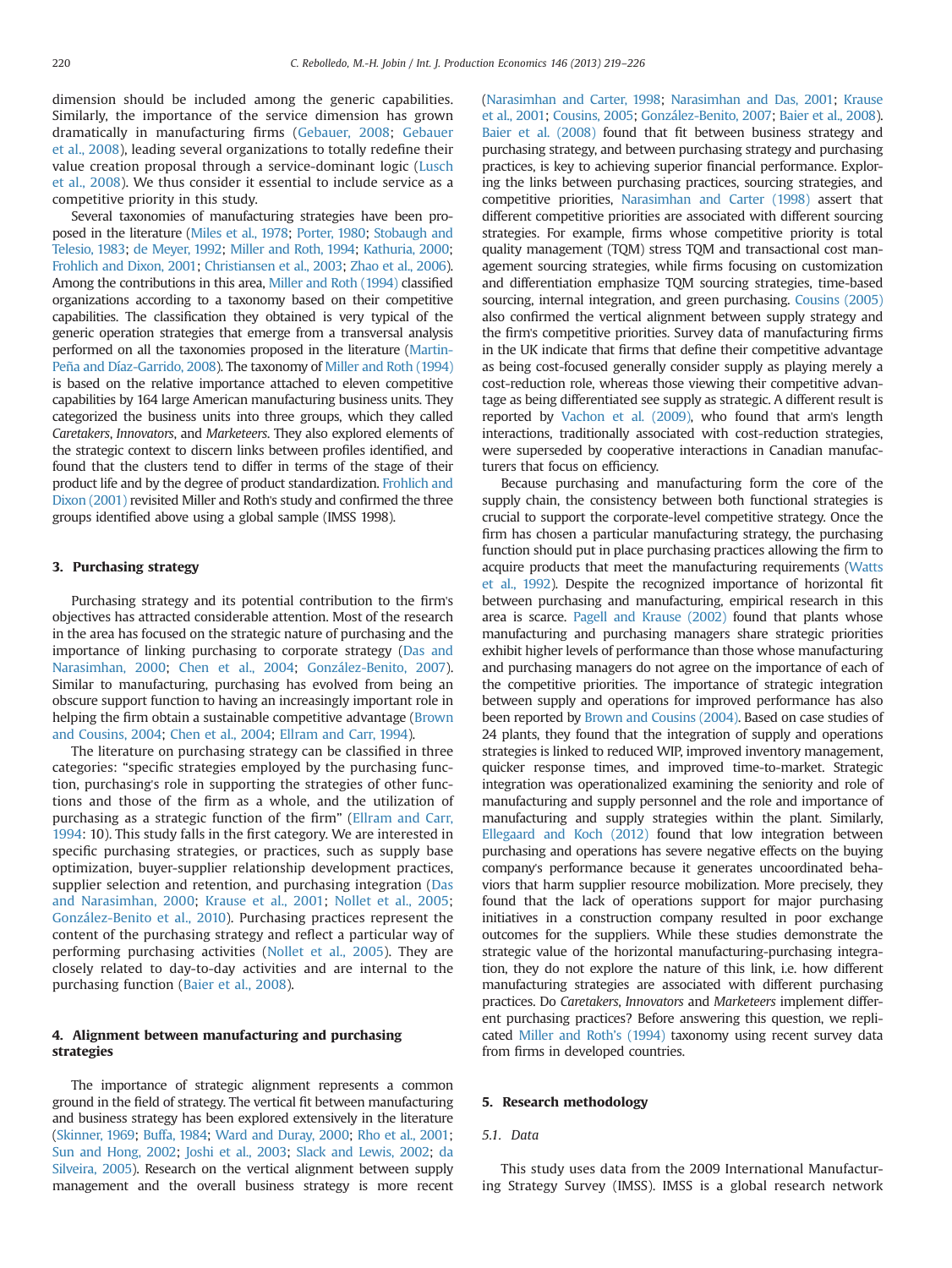dimension should be included among the generic capabilities. Similarly, the importance of the service dimension has grown dramatically in manufacturing firms (Gebauer, 2008; Gebauer et al., 2008), leading several organizations to totally redefine their value creation proposal through a service-dominant logic (Lusch et al., 2008). We thus consider it essential to include service as a competitive priority in this study.

Several taxonomies of manufacturing strategies have been proposed in the literature (Miles et al., 1978; Porter, 1980; Stobaugh and Telesio, 1983; de Meyer, 1992; Miller and Roth, 1994; Kathuria, 2000; Frohlich and Dixon, 2001; Christiansen et al., 2003; Zhao et al., 2006). Among the contributions in this area, Miller and Roth (1994) classified organizations according to a taxonomy based on their competitive capabilities. The classification they obtained is very typical of the generic operation strategies that emerge from a transversal analysis performed on all the taxonomies proposed in the literature (Martin-Peña and Díaz-Garrido, 2008). The taxonomy of Miller and Roth (1994) is based on the relative importance attached to eleven competitive capabilities by 164 large American manufacturing business units. They categorized the business units into three groups, which they called *Caretakers*, *Innovators*, and *Marketeers*. They also explored elements of the strategic context to discern links between profiles identified, and found that the clusters tend to differ in terms of the stage of their product life and by the degree of product standardization. Frohlich and Dixon (2001) revisited Miller and Roth's study and confirmed the three groups identified above using a global sample (IMSS 1998).

## 3. Purchasing strategy

Purchasing strategy and its potential contribution to the firm's objectives has attracted considerable attention. Most of the research in the area has focused on the strategic nature of purchasing and the importance of linking purchasing to corporate strategy (Das and Narasimhan, 2000; Chen et al., 2004; González-Benito, 2007). Similar to manufacturing, purchasing has evolved from being an obscure support function to having an increasingly important role in helping the firm obtain a sustainable competitive advantage (Brown and Cousins, 2004; Chen et al., 2004; Ellram and Carr, 1994).

The literature on purchasing strategy can be classified in three categories: "specific strategies employed by the purchasing function, purchasing's role in supporting the strategies of other functions and those of the firm as a whole, and the utilization of purchasing as a strategic function of the firm" (Ellram and Carr, 1994: 10). This study falls in the first category. We are interested in specific purchasing strategies, or practices, such as supply base optimization, buyer-supplier relationship development practices, supplier selection and retention, and purchasing integration (Das and Narasimhan, 2000; Krause et al., 2001; Nollet et al., 2005; González-Benito et al., 2010). Purchasing practices represent the content of the purchasing strategy and reflect a particular way of performing purchasing activities (Nollet et al., 2005). They are closely related to day-to-day activities and are internal to the purchasing function (Baier et al., 2008).

## 4. Alignment between manufacturing and purchasing strategies

The importance of strategic alignment represents a common ground in the field of strategy. The vertical fit between manufacturing and business strategy has been explored extensively in the literature (Skinner, 1969; Buffa, 1984; Ward and Duray, 2000; Rho et al., 2001; Sun and Hong, 2002; Joshi et al., 2003; Slack and Lewis, 2002; da Silveira, 2005). Research on the vertical alignment between supply management and the overall business strategy is more recent (Narasimhan and Carter, 1998; Narasimhan and Das, 2001; Krause et al., 2001; Cousins, 2005; González-Benito, 2007; Baier et al., 2008). Baier et al. (2008) found that fit between business strategy and purchasing strategy, and between purchasing strategy and purchasing practices, is key to achieving superior financial performance. Exploring the links between purchasing practices, sourcing strategies, and competitive priorities, Narasimhan and Carter (1998) assert that different competitive priorities are associated with different sourcing strategies. For example, firms whose competitive priority is total quality management (TQM) stress TQM and transactional cost management sourcing strategies, while firms focusing on customization and differentiation emphasize TQM sourcing strategies, time-based sourcing, internal integration, and green purchasing. Cousins (2005) also confirmed the vertical alignment between supply strategy and the firm's competitive priorities. Survey data of manufacturing firms in the UK indicate that firms that define their competitive advantage as being cost-focused generally consider supply as playing merely a cost-reduction role, whereas those viewing their competitive advantage as being differentiated see supply as strategic. A different result is reported by Vachon et al. (2009), who found that arm's length interactions, traditionally associated with cost-reduction strategies, were superseded by cooperative interactions in Canadian manufacturers that focus on efficiency.

Because purchasing and manufacturing form the core of the supply chain, the consistency between both functional strategies is crucial to support the corporate-level competitive strategy. Once the firm has chosen a particular manufacturing strategy, the purchasing function should put in place purchasing practices allowing the firm to acquire products that meet the manufacturing requirements (Watts et al., 1992). Despite the recognized importance of horizontal fit between purchasing and manufacturing, empirical research in this area is scarce. Pagell and Krause (2002) found that plants whose manufacturing and purchasing managers share strategic priorities exhibit higher levels of performance than those whose manufacturing and purchasing managers do not agree on the importance of each of the competitive priorities. The importance of strategic integration between supply and operations for improved performance has also been reported by Brown and Cousins (2004). Based on case studies of 24 plants, they found that the integration of supply and operations strategies is linked to reduced WIP, improved inventory management, quicker response times, and improved time-to-market. Strategic integration was operationalized examining the seniority and role of manufacturing and supply personnel and the role and importance of manufacturing and supply strategies within the plant. Similarly, Ellegaard and Koch (2012) found that low integration between purchasing and operations has severe negative effects on the buying company's performance because it generates uncoordinated behaviors that harm supplier resource mobilization. More precisely, they found that the lack of operations support for major purchasing initiatives in a construction company resulted in poor exchange outcomes for the suppliers. While these studies demonstrate the strategic value of the horizontal manufacturing-purchasing integration, they do not explore the nature of this link, i.e. how different manufacturing strategies are associated with different purchasing practices. Do *Caretakers*, *Innovators* and *Marketeers* implement different purchasing practices? Before answering this question, we replicated Miller and Roth's (1994) taxonomy using recent survey data from firms in developed countries.

## 5. Research methodology

### 5.1. Data

This study uses data from the 2009 International Manufacturing Strategy Survey (IMSS). IMSS is a global research network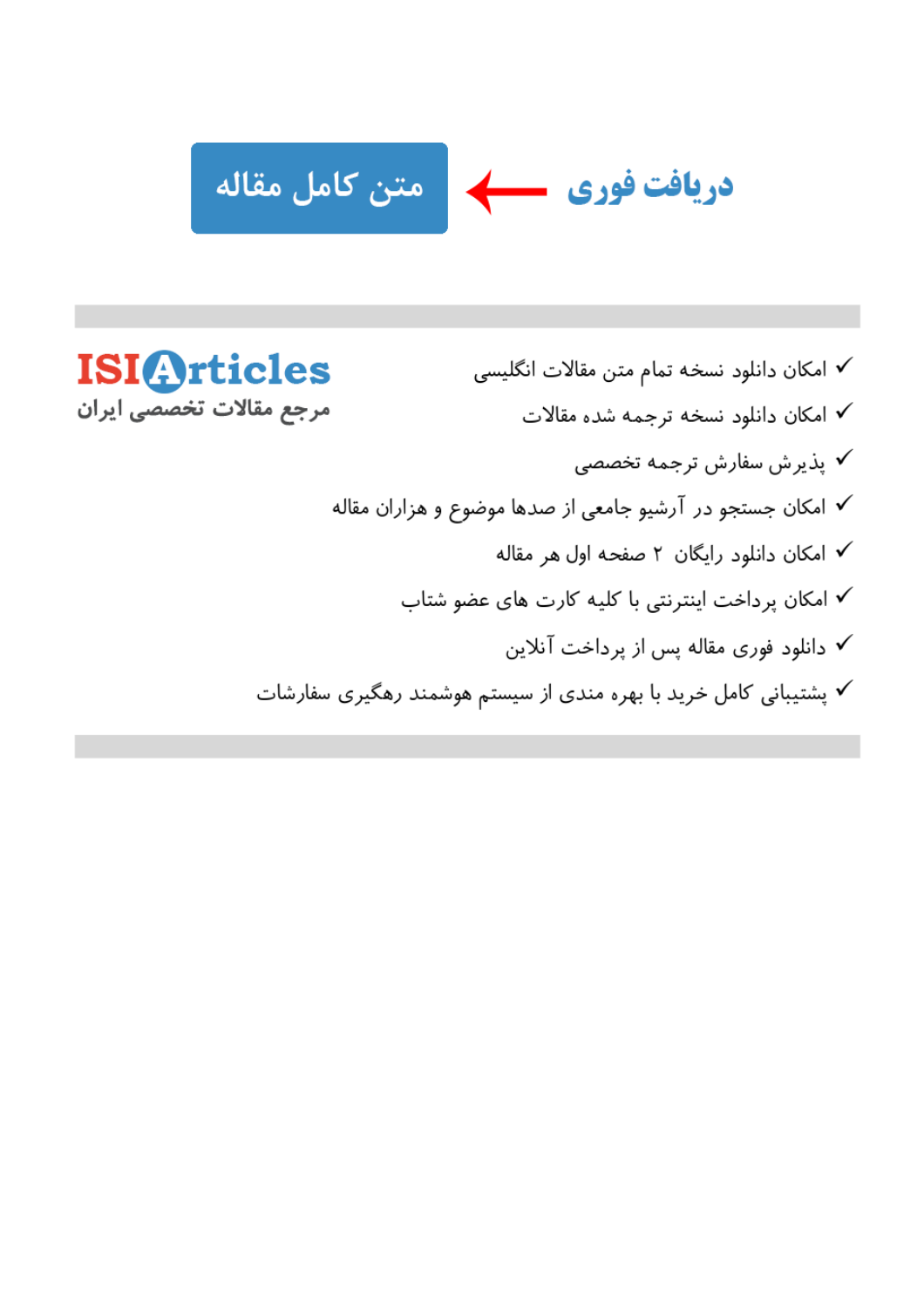دریافت فوری ← متن کامل مقاله

**ISIArticles**
مرجع مقالات تخصصی ایران

- ✓ امکان دانلود نسخه تمام متن مقالات انگلیسی
- ✓ امکان دانلود نسخه ترجمه شده مقالات
- ✓ پذیرش سفارش ترجمه تخصصی
- ✓ امکان جستجو در آرشیو جامعی از صدها موضوع و هزاران مقاله
- ✓ امکان دانلود رایگان ۲ صفحه اول هر مقاله
- ✓ امکان پرداخت اینترنتی با کلیه کارت های عضو شتاب
- ✓ دانلود فوری مقاله پس از پرداخت آنلاین
- ✓ پشتیبانی کامل خرید با بهره مندی از سیستم هوشمند رهگیری سفارشات